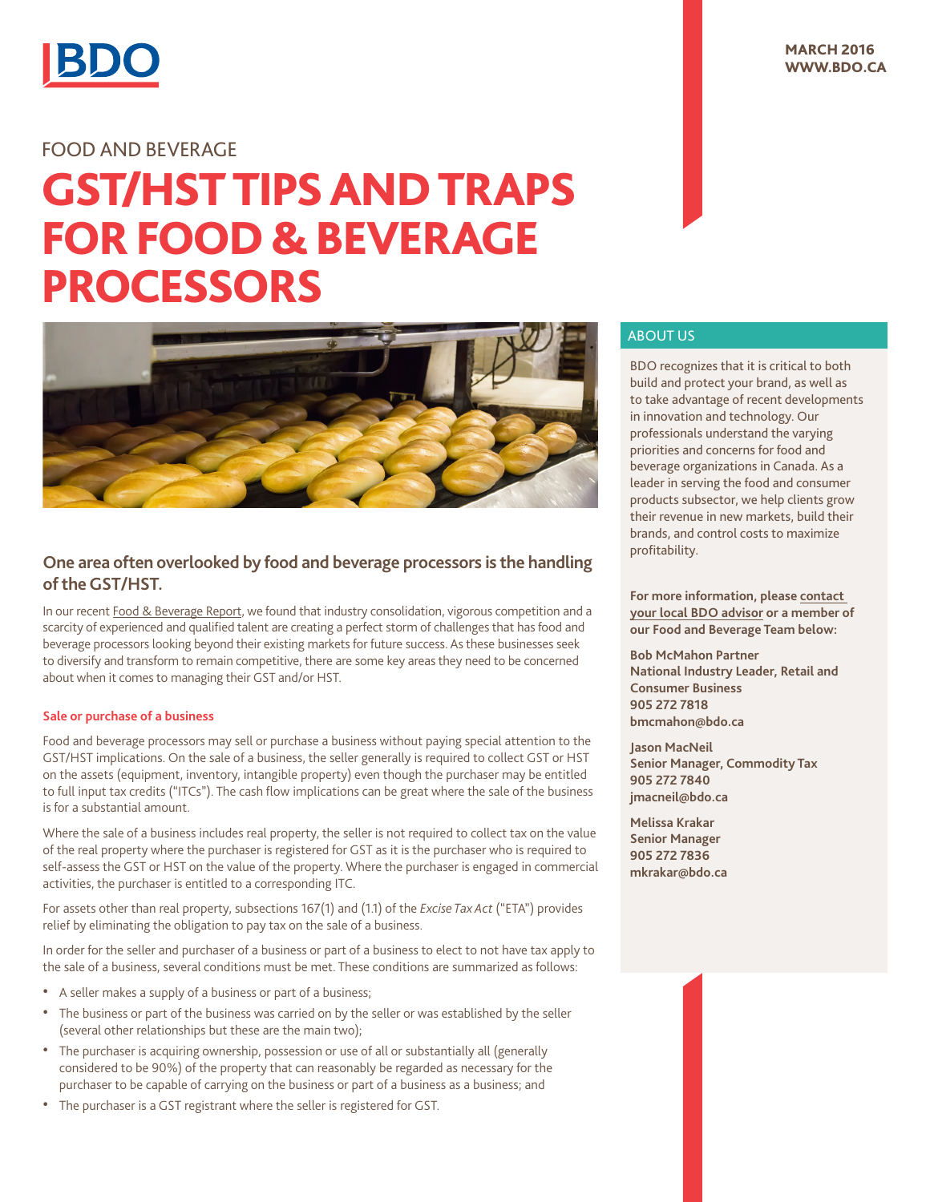MARCH 2016
WWW.BDO.CA

FOOD AND BEVERAGE

# GST/HST TIPS AND TRAPS FOR FOOD & BEVERAGE PROCESSORS

## One area often overlooked by food and beverage processors is the handling of the GST/HST.

In our recent Food & Beverage Report, we found that industry consolidation, vigorous competition and a scarcity of experienced and qualified talent are creating a perfect storm of challenges that has food and beverage processors looking beyond their existing markets for future success. As these businesses seek to diversify and transform to remain competitive, there are some key areas they need to be concerned about when it comes to managing their GST and/or HST.

### Sale or purchase of a business

Food and beverage processors may sell or purchase a business without paying special attention to the GST/HST implications. On the sale of a business, the seller generally is required to collect GST or HST on the assets (equipment, inventory, intangible property) even though the purchaser may be entitled to full input tax credits ("ITCs"). The cash flow implications can be great where the sale of the business is for a substantial amount.

Where the sale of a business includes real property, the seller is not required to collect tax on the value of the real property where the purchaser is registered for GST as it is the purchaser who is required to self-assess the GST or HST on the value of the property. Where the purchaser is engaged in commercial activities, the purchaser is entitled to a corresponding ITC.

For assets other than real property, subsections 167(1) and (1.1) of the *Excise Tax Act* ("ETA") provides relief by eliminating the obligation to pay tax on the sale of a business.

In order for the seller and purchaser of a business or part of a business to elect to not have tax apply to the sale of a business, several conditions must be met. These conditions are summarized as follows:

- A seller makes a supply of a business or part of a business;
- The business or part of the business was carried on by the seller or was established by the seller (several other relationships but these are the main two);
- The purchaser is acquiring ownership, possession or use of all or substantially all (generally considered to be 90%) of the property that can reasonably be regarded as necessary for the purchaser to be capable of carrying on the business or part of a business as a business; and
- The purchaser is a GST registrant where the seller is registered for GST.

## ABOUT US

BDO recognizes that it is critical to both build and protect your brand, as well as to take advantage of recent developments in innovation and technology. Our professionals understand the varying priorities and concerns for food and beverage organizations in Canada. As a leader in serving the food and consumer products subsector, we help clients grow their revenue in new markets, build their brands, and control costs to maximize profitability.

**For more information, please contact your local BDO advisor or a member of our Food and Beverage Team below:**

**Bob McMahon Partner**
**National Industry Leader, Retail and Consumer Business**
**905 272 7818**
**bmcmahon@bdo.ca**

**Jason MacNeil**
**Senior Manager, Commodity Tax**
**905 272 7840**
**jmacneil@bdo.ca**

**Melissa Krakar**
**Senior Manager**
**905 272 7836**
**mkrakar@bdo.ca**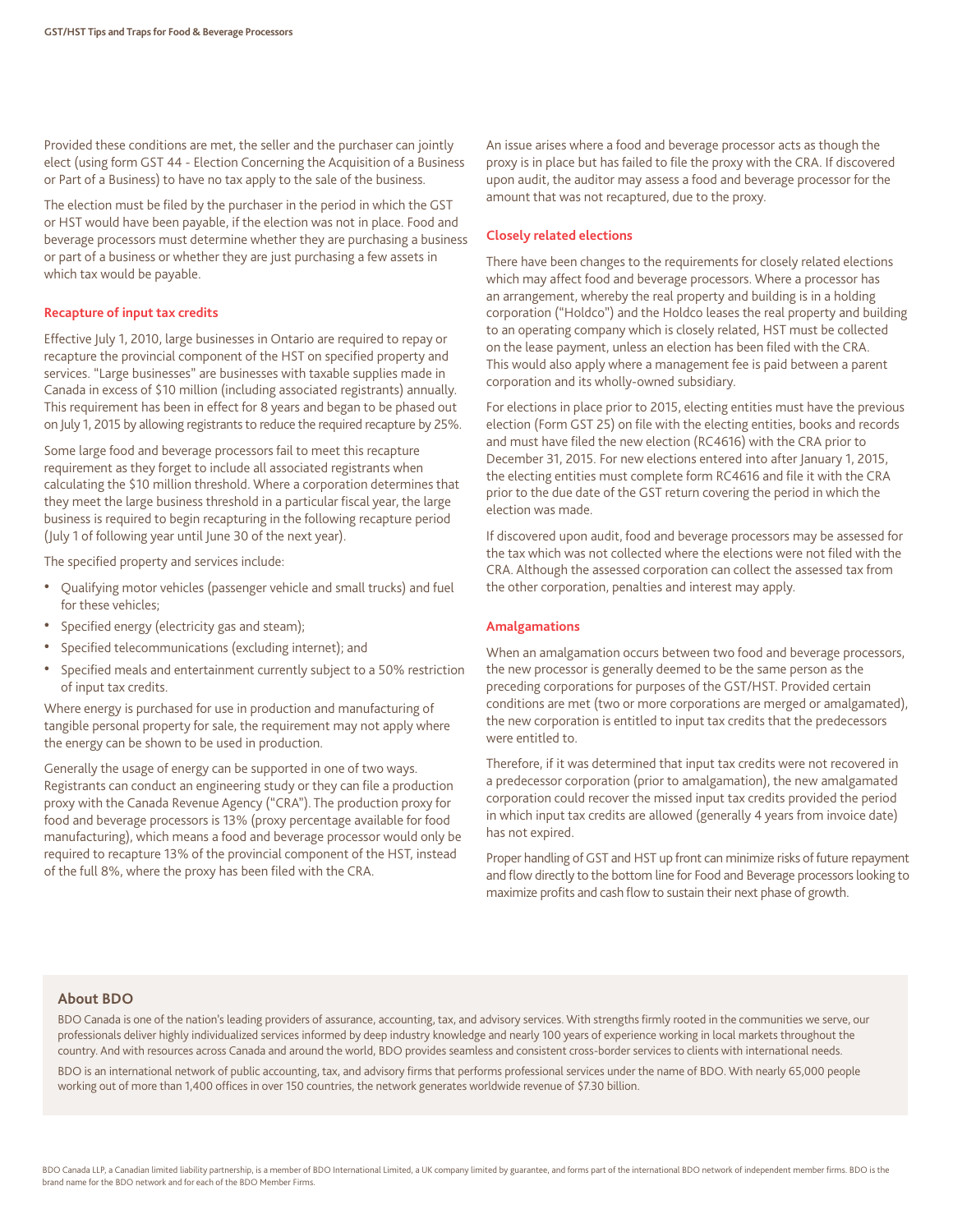Provided these conditions are met, the seller and the purchaser can jointly elect (using form GST 44 - Election Concerning the Acquisition of a Business or Part of a Business) to have no tax apply to the sale of the business.

The election must be filed by the purchaser in the period in which the GST or HST would have been payable, if the election was not in place. Food and beverage processors must determine whether they are purchasing a business or part of a business or whether they are just purchasing a few assets in which tax would be payable.

### Recapture of input tax credits

Effective July 1, 2010, large businesses in Ontario are required to repay or recapture the provincial component of the HST on specified property and services. "Large businesses" are businesses with taxable supplies made in Canada in excess of $10 million (including associated registrants) annually. This requirement has been in effect for 8 years and began to be phased out on July 1, 2015 by allowing registrants to reduce the required recapture by 25%.

Some large food and beverage processors fail to meet this recapture requirement as they forget to include all associated registrants when calculating the $10 million threshold. Where a corporation determines that they meet the large business threshold in a particular fiscal year, the large business is required to begin recapturing in the following recapture period (July 1 of following year until June 30 of the next year).

The specified property and services include:

- Qualifying motor vehicles (passenger vehicle and small trucks) and fuel for these vehicles;
- Specified energy (electricity gas and steam);
- Specified telecommunications (excluding internet); and
- Specified meals and entertainment currently subject to a 50% restriction of input tax credits.

Where energy is purchased for use in production and manufacturing of tangible personal property for sale, the requirement may not apply where the energy can be shown to be used in production.

Generally the usage of energy can be supported in one of two ways. Registrants can conduct an engineering study or they can file a production proxy with the Canada Revenue Agency ("CRA"). The production proxy for food and beverage processors is 13% (proxy percentage available for food manufacturing), which means a food and beverage processor would only be required to recapture 13% of the provincial component of the HST, instead of the full 8%, where the proxy has been filed with the CRA.

An issue arises where a food and beverage processor acts as though the proxy is in place but has failed to file the proxy with the CRA. If discovered upon audit, the auditor may assess a food and beverage processor for the amount that was not recaptured, due to the proxy.

### Closely related elections

There have been changes to the requirements for closely related elections which may affect food and beverage processors. Where a processor has an arrangement, whereby the real property and building is in a holding corporation ("Holdco") and the Holdco leases the real property and building to an operating company which is closely related, HST must be collected on the lease payment, unless an election has been filed with the CRA. This would also apply where a management fee is paid between a parent corporation and its wholly-owned subsidiary.

For elections in place prior to 2015, electing entities must have the previous election (Form GST 25) on file with the electing entities, books and records and must have filed the new election (RC4616) with the CRA prior to December 31, 2015. For new elections entered into after January 1, 2015, the electing entities must complete form RC4616 and file it with the CRA prior to the due date of the GST return covering the period in which the election was made.

If discovered upon audit, food and beverage processors may be assessed for the tax which was not collected where the elections were not filed with the CRA. Although the assessed corporation can collect the assessed tax from the other corporation, penalties and interest may apply.

### Amalgamations

When an amalgamation occurs between two food and beverage processors, the new processor is generally deemed to be the same person as the preceding corporations for purposes of the GST/HST. Provided certain conditions are met (two or more corporations are merged or amalgamated), the new corporation is entitled to input tax credits that the predecessors were entitled to.

Therefore, if it was determined that input tax credits were not recovered in a predecessor corporation (prior to amalgamation), the new amalgamated corporation could recover the missed input tax credits provided the period in which input tax credits are allowed (generally 4 years from invoice date) has not expired.

Proper handling of GST and HST up front can minimize risks of future repayment and flow directly to the bottom line for Food and Beverage processors looking to maximize profits and cash flow to sustain their next phase of growth.

## About BDO

BDO Canada is one of the nation's leading providers of assurance, accounting, tax, and advisory services. With strengths firmly rooted in the communities we serve, our professionals deliver highly individualized services informed by deep industry knowledge and nearly 100 years of experience working in local markets throughout the country. And with resources across Canada and around the world, BDO provides seamless and consistent cross-border services to clients with international needs.

BDO is an international network of public accounting, tax, and advisory firms that performs professional services under the name of BDO. With nearly 65,000 people working out of more than 1,400 offices in over 150 countries, the network generates worldwide revenue of $7.30 billion.

BDO Canada LLP, a Canadian limited liability partnership, is a member of BDO International Limited, a UK company limited by guarantee, and forms part of the international BDO network of independent member firms. BDO is the brand name for the BDO network and for each of the BDO Member Firms.